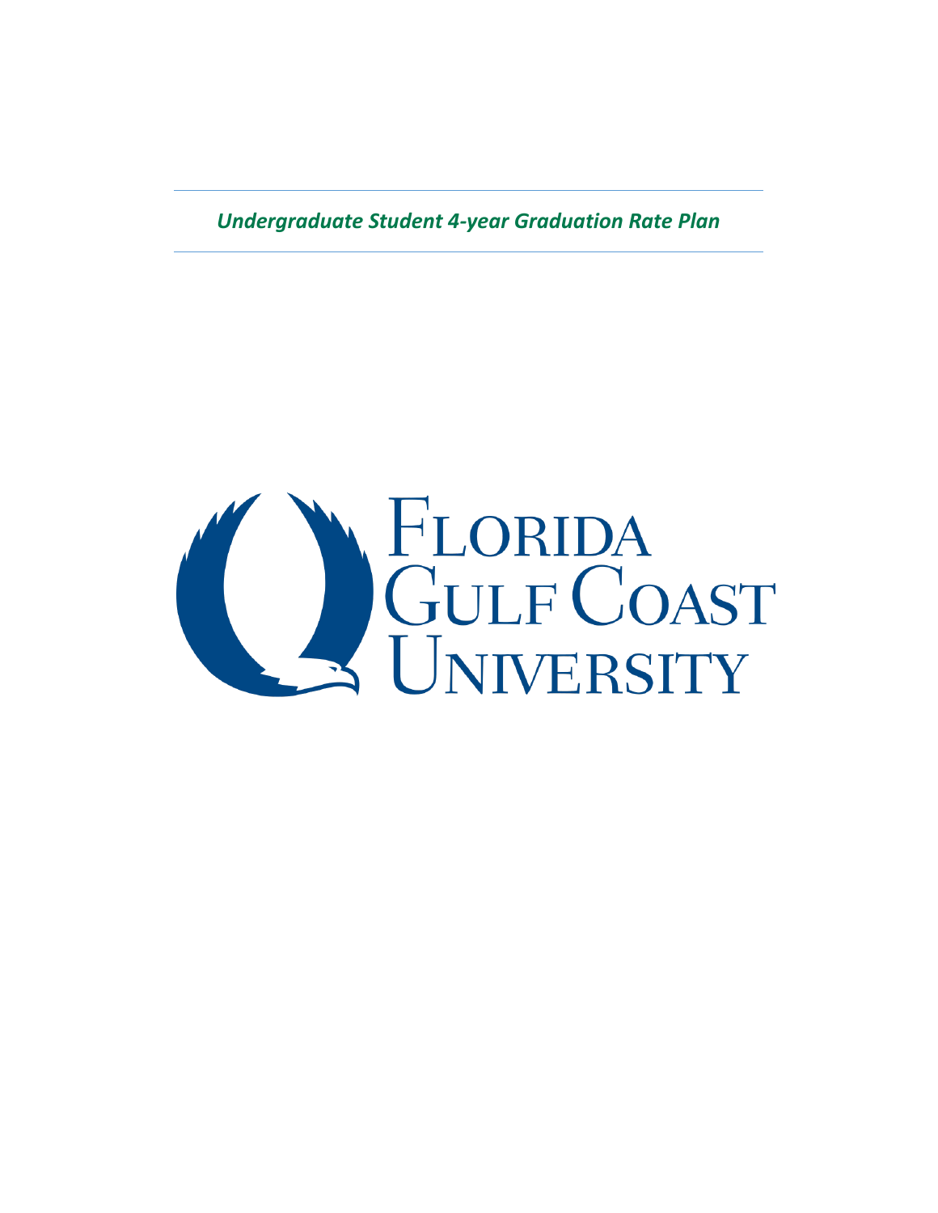***Undergraduate Student 4-year Graduation Rate Plan***

FLORIDA GULF COAST UNIVERSITY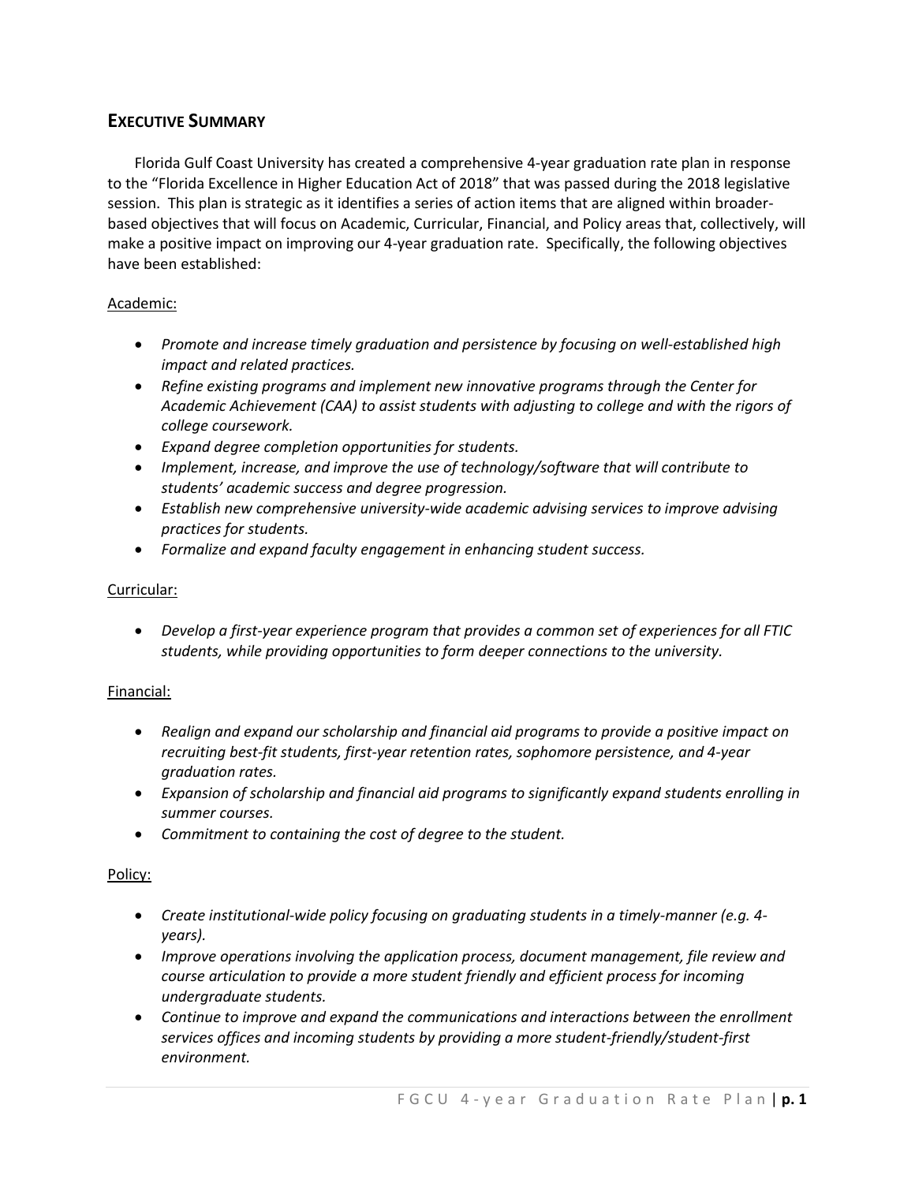## Executive Summary

Florida Gulf Coast University has created a comprehensive 4-year graduation rate plan in response to the "Florida Excellence in Higher Education Act of 2018" that was passed during the 2018 legislative session. This plan is strategic as it identifies a series of action items that are aligned within broader-based objectives that will focus on Academic, Curricular, Financial, and Policy areas that, collectively, will make a positive impact on improving our 4-year graduation rate. Specifically, the following objectives have been established:

Academic:

- *Promote and increase timely graduation and persistence by focusing on well-established high impact and related practices.*
- *Refine existing programs and implement new innovative programs through the Center for Academic Achievement (CAA) to assist students with adjusting to college and with the rigors of college coursework.*
- *Expand degree completion opportunities for students.*
- *Implement, increase, and improve the use of technology/software that will contribute to students' academic success and degree progression.*
- *Establish new comprehensive university-wide academic advising services to improve advising practices for students.*
- *Formalize and expand faculty engagement in enhancing student success.*

Curricular:

- *Develop a first-year experience program that provides a common set of experiences for all FTIC students, while providing opportunities to form deeper connections to the university.*

Financial:

- *Realign and expand our scholarship and financial aid programs to provide a positive impact on recruiting best-fit students, first-year retention rates, sophomore persistence, and 4-year graduation rates.*
- *Expansion of scholarship and financial aid programs to significantly expand students enrolling in summer courses.*
- *Commitment to containing the cost of degree to the student.*

Policy:

- *Create institutional-wide policy focusing on graduating students in a timely-manner (e.g. 4-years).*
- *Improve operations involving the application process, document management, file review and course articulation to provide a more student friendly and efficient process for incoming undergraduate students.*
- *Continue to improve and expand the communications and interactions between the enrollment services offices and incoming students by providing a more student-friendly/student-first environment.*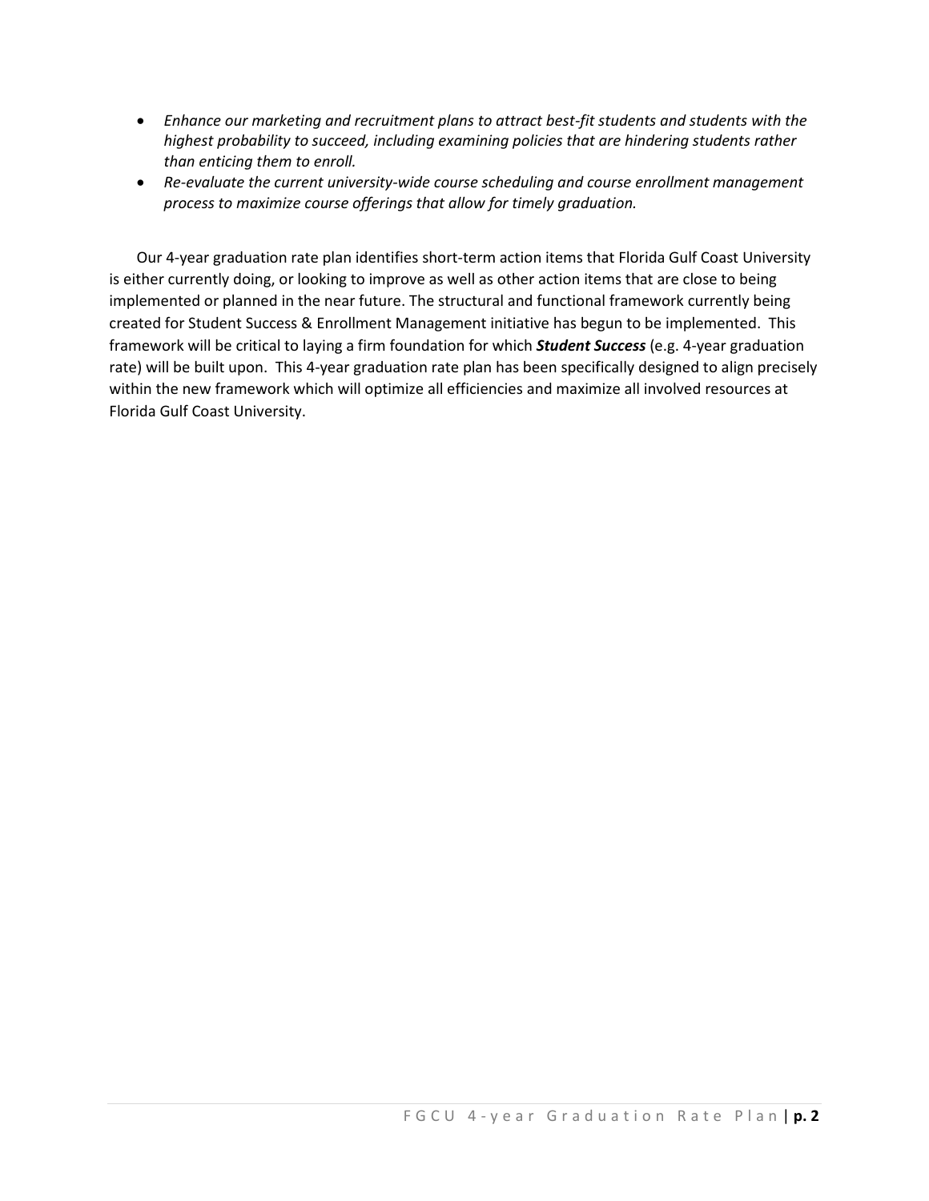- *Enhance our marketing and recruitment plans to attract best-fit students and students with the highest probability to succeed, including examining policies that are hindering students rather than enticing them to enroll.*
- *Re-evaluate the current university-wide course scheduling and course enrollment management process to maximize course offerings that allow for timely graduation.*

Our 4-year graduation rate plan identifies short-term action items that Florida Gulf Coast University is either currently doing, or looking to improve as well as other action items that are close to being implemented or planned in the near future. The structural and functional framework currently being created for Student Success & Enrollment Management initiative has begun to be implemented. This framework will be critical to laying a firm foundation for which ***Student Success*** (e.g. 4-year graduation rate) will be built upon. This 4-year graduation rate plan has been specifically designed to align precisely within the new framework which will optimize all efficiencies and maximize all involved resources at Florida Gulf Coast University.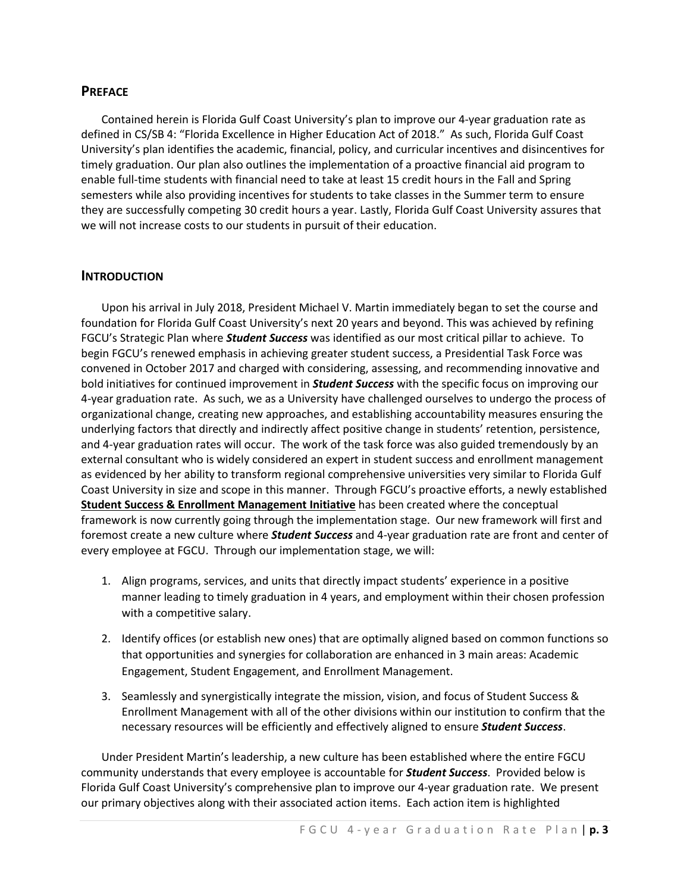## PREFACE

Contained herein is Florida Gulf Coast University's plan to improve our 4-year graduation rate as defined in CS/SB 4: "Florida Excellence in Higher Education Act of 2018." As such, Florida Gulf Coast University's plan identifies the academic, financial, policy, and curricular incentives and disincentives for timely graduation. Our plan also outlines the implementation of a proactive financial aid program to enable full-time students with financial need to take at least 15 credit hours in the Fall and Spring semesters while also providing incentives for students to take classes in the Summer term to ensure they are successfully competing 30 credit hours a year. Lastly, Florida Gulf Coast University assures that we will not increase costs to our students in pursuit of their education.

## INTRODUCTION

Upon his arrival in July 2018, President Michael V. Martin immediately began to set the course and foundation for Florida Gulf Coast University's next 20 years and beyond. This was achieved by refining FGCU's Strategic Plan where ***Student Success*** was identified as our most critical pillar to achieve. To begin FGCU's renewed emphasis in achieving greater student success, a Presidential Task Force was convened in October 2017 and charged with considering, assessing, and recommending innovative and bold initiatives for continued improvement in ***Student Success*** with the specific focus on improving our 4-year graduation rate. As such, we as a University have challenged ourselves to undergo the process of organizational change, creating new approaches, and establishing accountability measures ensuring the underlying factors that directly and indirectly affect positive change in students' retention, persistence, and 4-year graduation rates will occur. The work of the task force was also guided tremendously by an external consultant who is widely considered an expert in student success and enrollment management as evidenced by her ability to transform regional comprehensive universities very similar to Florida Gulf Coast University in size and scope in this manner. Through FGCU's proactive efforts, a newly established **Student Success & Enrollment Management Initiative** has been created where the conceptual framework is now currently going through the implementation stage. Our new framework will first and foremost create a new culture where ***Student Success*** and 4-year graduation rate are front and center of every employee at FGCU. Through our implementation stage, we will:

1. Align programs, services, and units that directly impact students' experience in a positive manner leading to timely graduation in 4 years, and employment within their chosen profession with a competitive salary.

2. Identify offices (or establish new ones) that are optimally aligned based on common functions so that opportunities and synergies for collaboration are enhanced in 3 main areas: Academic Engagement, Student Engagement, and Enrollment Management.

3. Seamlessly and synergistically integrate the mission, vision, and focus of Student Success & Enrollment Management with all of the other divisions within our institution to confirm that the necessary resources will be efficiently and effectively aligned to ensure ***Student Success***.

Under President Martin's leadership, a new culture has been established where the entire FGCU community understands that every employee is accountable for ***Student Success***. Provided below is Florida Gulf Coast University's comprehensive plan to improve our 4-year graduation rate. We present our primary objectives along with their associated action items. Each action item is highlighted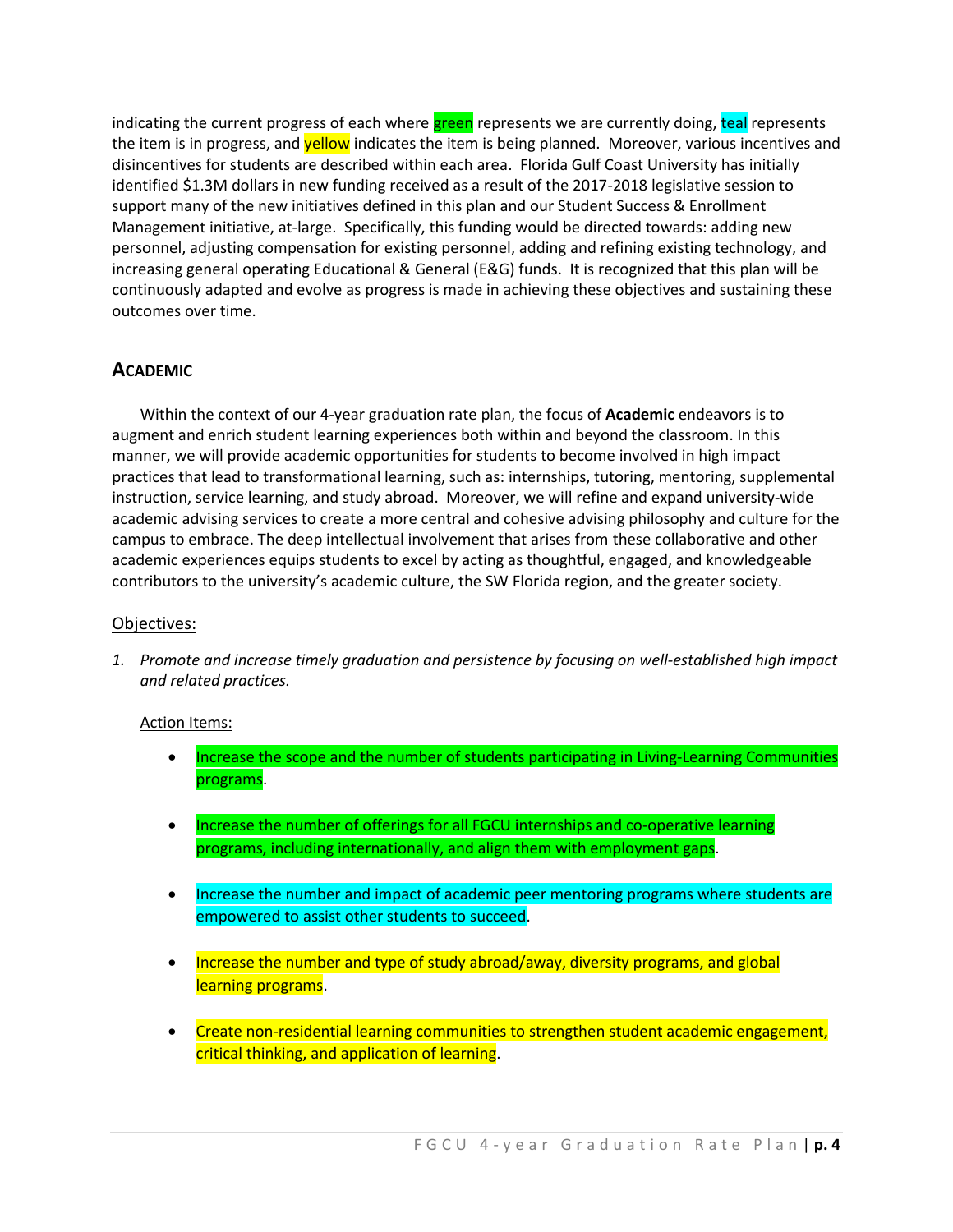indicating the current progress of each where green represents we are currently doing, teal represents the item is in progress, and yellow indicates the item is being planned. Moreover, various incentives and disincentives for students are described within each area. Florida Gulf Coast University has initially identified $1.3M dollars in new funding received as a result of the 2017-2018 legislative session to support many of the new initiatives defined in this plan and our Student Success & Enrollment Management initiative, at-large. Specifically, this funding would be directed towards: adding new personnel, adjusting compensation for existing personnel, adding and refining existing technology, and increasing general operating Educational & General (E&G) funds. It is recognized that this plan will be continuously adapted and evolve as progress is made in achieving these objectives and sustaining these outcomes over time.

## ACADEMIC

Within the context of our 4-year graduation rate plan, the focus of **Academic** endeavors is to augment and enrich student learning experiences both within and beyond the classroom. In this manner, we will provide academic opportunities for students to become involved in high impact practices that lead to transformational learning, such as: internships, tutoring, mentoring, supplemental instruction, service learning, and study abroad. Moreover, we will refine and expand university-wide academic advising services to create a more central and cohesive advising philosophy and culture for the campus to embrace. The deep intellectual involvement that arises from these collaborative and other academic experiences equips students to excel by acting as thoughtful, engaged, and knowledgeable contributors to the university's academic culture, the SW Florida region, and the greater society.

Objectives:

1. *Promote and increase timely graduation and persistence by focusing on well-established high impact and related practices.*

   Action Items:

   - Increase the scope and the number of students participating in Living-Learning Communities programs.
   - Increase the number of offerings for all FGCU internships and co-operative learning programs, including internationally, and align them with employment gaps.
   - Increase the number and impact of academic peer mentoring programs where students are empowered to assist other students to succeed.
   - Increase the number and type of study abroad/away, diversity programs, and global learning programs.
   - Create non-residential learning communities to strengthen student academic engagement, critical thinking, and application of learning.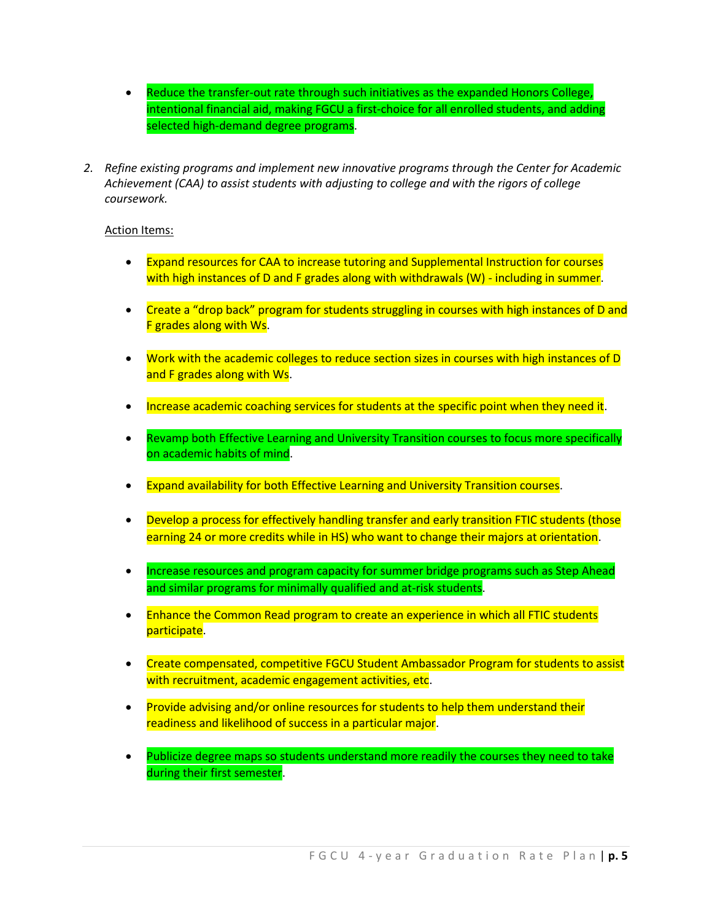- Reduce the transfer-out rate through such initiatives as the expanded Honors College, intentional financial aid, making FGCU a first-choice for all enrolled students, and adding selected high-demand degree programs.

2. *Refine existing programs and implement new innovative programs through the Center for Academic Achievement (CAA) to assist students with adjusting to college and with the rigors of college coursework.*

   Action Items:

   - Expand resources for CAA to increase tutoring and Supplemental Instruction for courses with high instances of D and F grades along with withdrawals (W) - including in summer.
   - Create a "drop back" program for students struggling in courses with high instances of D and F grades along with Ws.
   - Work with the academic colleges to reduce section sizes in courses with high instances of D and F grades along with Ws.
   - Increase academic coaching services for students at the specific point when they need it.
   - Revamp both Effective Learning and University Transition courses to focus more specifically on academic habits of mind.
   - Expand availability for both Effective Learning and University Transition courses.
   - Develop a process for effectively handling transfer and early transition FTIC students (those earning 24 or more credits while in HS) who want to change their majors at orientation.
   - Increase resources and program capacity for summer bridge programs such as Step Ahead and similar programs for minimally qualified and at-risk students.
   - Enhance the Common Read program to create an experience in which all FTIC students participate.
   - Create compensated, competitive FGCU Student Ambassador Program for students to assist with recruitment, academic engagement activities, etc.
   - Provide advising and/or online resources for students to help them understand their readiness and likelihood of success in a particular major.
   - Publicize degree maps so students understand more readily the courses they need to take during their first semester.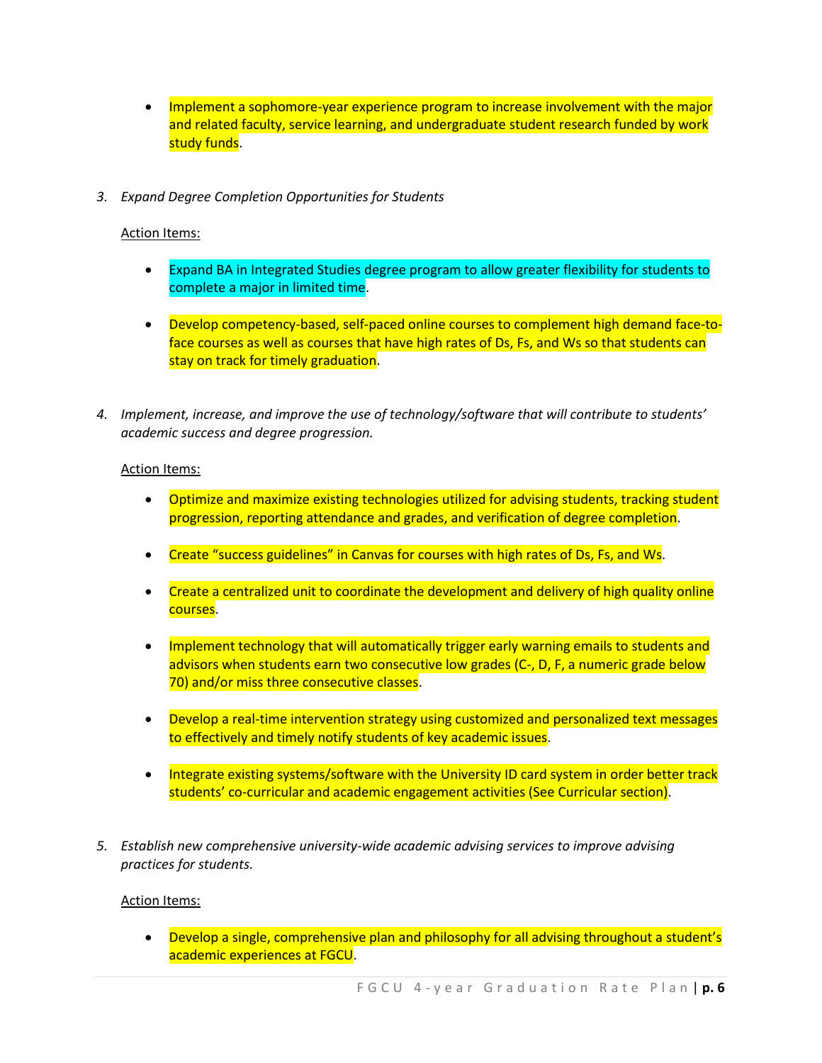- Implement a sophomore-year experience program to increase involvement with the major and related faculty, service learning, and undergraduate student research funded by work study funds.

3. *Expand Degree Completion Opportunities for Students*

   Action Items:

   - Expand BA in Integrated Studies degree program to allow greater flexibility for students to complete a major in limited time.
   - Develop competency-based, self-paced online courses to complement high demand face-to-face courses as well as courses that have high rates of Ds, Fs, and Ws so that students can stay on track for timely graduation.

4. *Implement, increase, and improve the use of technology/software that will contribute to students' academic success and degree progression.*

   Action Items:

   - Optimize and maximize existing technologies utilized for advising students, tracking student progression, reporting attendance and grades, and verification of degree completion.
   - Create "success guidelines" in Canvas for courses with high rates of Ds, Fs, and Ws.
   - Create a centralized unit to coordinate the development and delivery of high quality online courses.
   - Implement technology that will automatically trigger early warning emails to students and advisors when students earn two consecutive low grades (C-, D, F, a numeric grade below 70) and/or miss three consecutive classes.
   - Develop a real-time intervention strategy using customized and personalized text messages to effectively and timely notify students of key academic issues.
   - Integrate existing systems/software with the University ID card system in order better track students' co-curricular and academic engagement activities (See Curricular section).

5. *Establish new comprehensive university-wide academic advising services to improve advising practices for students.*

   Action Items:

   - Develop a single, comprehensive plan and philosophy for all advising throughout a student's academic experiences at FGCU.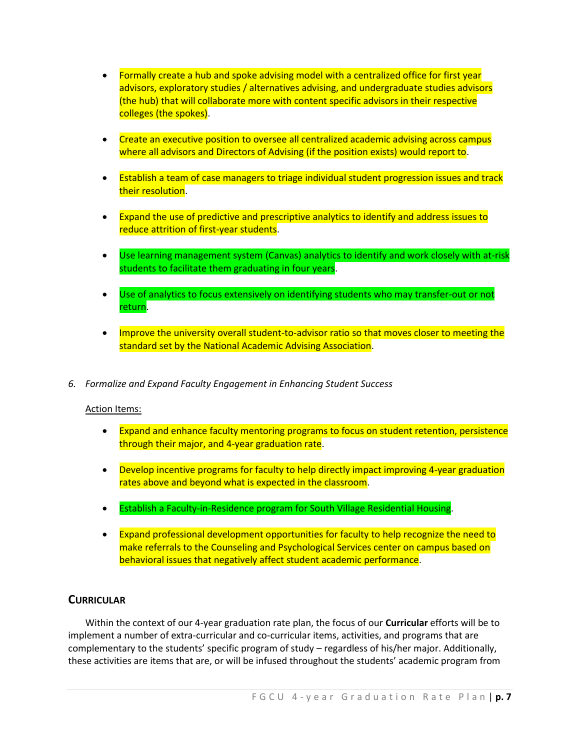- Formally create a hub and spoke advising model with a centralized office for first year advisors, exploratory studies / alternatives advising, and undergraduate studies advisors (the hub) that will collaborate more with content specific advisors in their respective colleges (the spokes).

- Create an executive position to oversee all centralized academic advising across campus where all advisors and Directors of Advising (if the position exists) would report to.

- Establish a team of case managers to triage individual student progression issues and track their resolution.

- Expand the use of predictive and prescriptive analytics to identify and address issues to reduce attrition of first-year students.

- Use learning management system (Canvas) analytics to identify and work closely with at-risk students to facilitate them graduating in four years.

- Use of analytics to focus extensively on identifying students who may transfer-out or not return.

- Improve the university overall student-to-advisor ratio so that moves closer to meeting the standard set by the National Academic Advising Association.

6. *Formalize and Expand Faculty Engagement in Enhancing Student Success*

   Action Items:

   - Expand and enhance faculty mentoring programs to focus on student retention, persistence through their major, and 4-year graduation rate.

   - Develop incentive programs for faculty to help directly impact improving 4-year graduation rates above and beyond what is expected in the classroom.

   - Establish a Faculty-in-Residence program for South Village Residential Housing.

   - Expand professional development opportunities for faculty to help recognize the need to make referrals to the Counseling and Psychological Services center on campus based on behavioral issues that negatively affect student academic performance.

## CURRICULAR

Within the context of our 4-year graduation rate plan, the focus of our **Curricular** efforts will be to implement a number of extra-curricular and co-curricular items, activities, and programs that are complementary to the students' specific program of study – regardless of his/her major. Additionally, these activities are items that are, or will be infused throughout the students' academic program from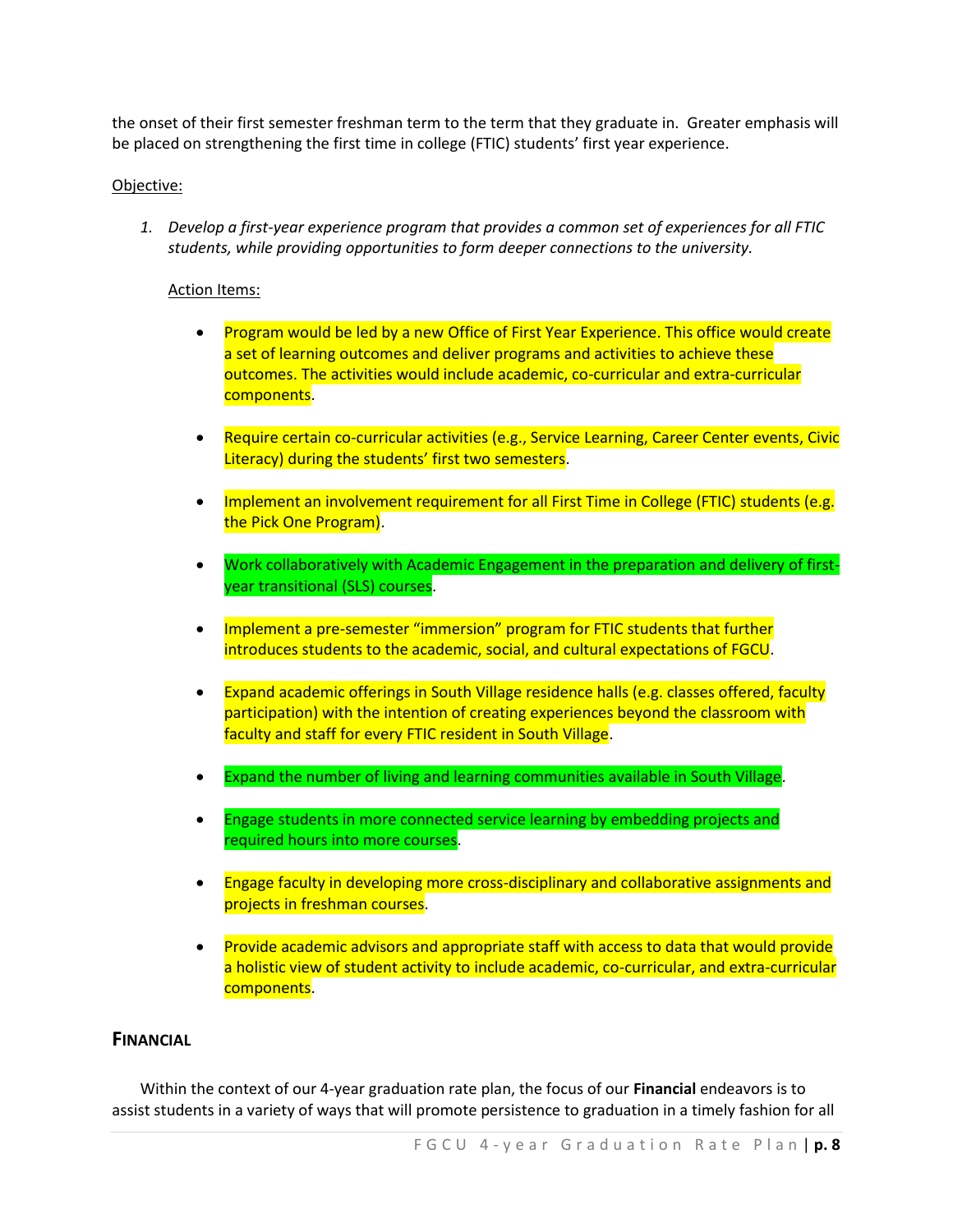the onset of their first semester freshman term to the term that they graduate in. Greater emphasis will be placed on strengthening the first time in college (FTIC) students' first year experience.

Objective:

1. *Develop a first-year experience program that provides a common set of experiences for all FTIC students, while providing opportunities to form deeper connections to the university.*

   Action Items:

   - Program would be led by a new Office of First Year Experience. This office would create a set of learning outcomes and deliver programs and activities to achieve these outcomes. The activities would include academic, co-curricular and extra-curricular components.
   - Require certain co-curricular activities (e.g., Service Learning, Career Center events, Civic Literacy) during the students' first two semesters.
   - Implement an involvement requirement for all First Time in College (FTIC) students (e.g. the Pick One Program).
   - Work collaboratively with Academic Engagement in the preparation and delivery of first-year transitional (SLS) courses.
   - Implement a pre-semester "immersion" program for FTIC students that further introduces students to the academic, social, and cultural expectations of FGCU.
   - Expand academic offerings in South Village residence halls (e.g. classes offered, faculty participation) with the intention of creating experiences beyond the classroom with faculty and staff for every FTIC resident in South Village.
   - Expand the number of living and learning communities available in South Village.
   - Engage students in more connected service learning by embedding projects and required hours into more courses.
   - Engage faculty in developing more cross-disciplinary and collaborative assignments and projects in freshman courses.
   - Provide academic advisors and appropriate staff with access to data that would provide a holistic view of student activity to include academic, co-curricular, and extra-curricular components.

## FINANCIAL

Within the context of our 4-year graduation rate plan, the focus of our **Financial** endeavors is to assist students in a variety of ways that will promote persistence to graduation in a timely fashion for all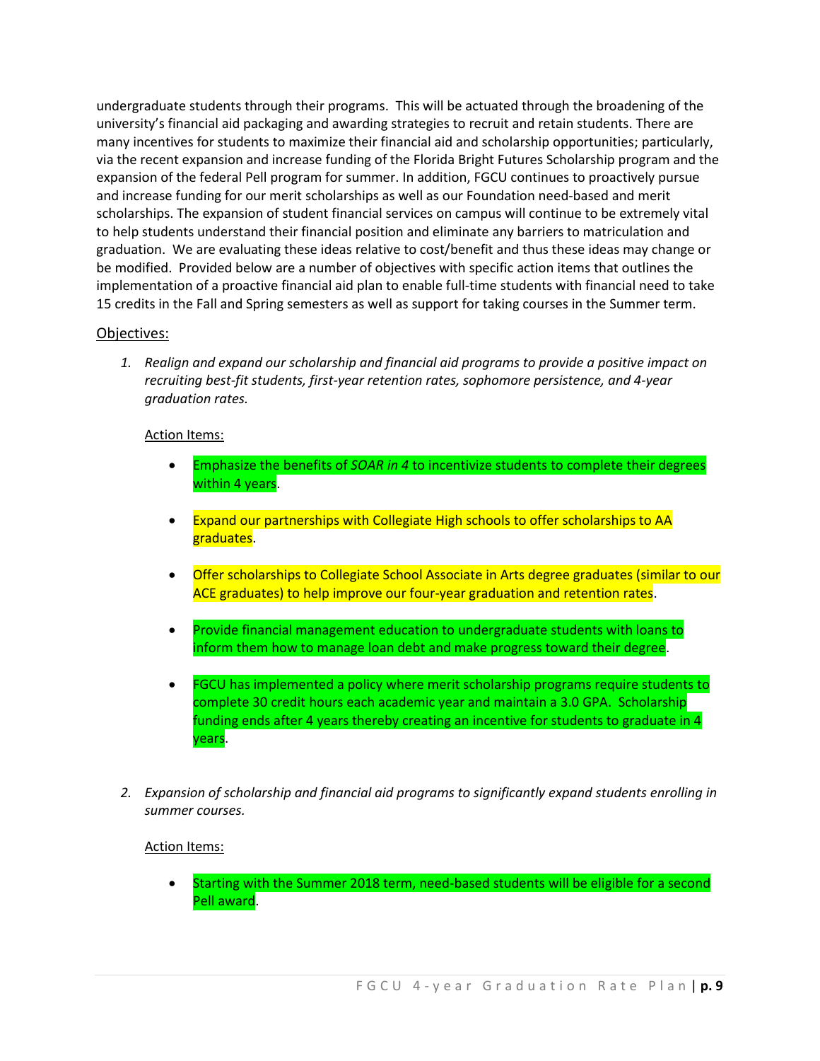undergraduate students through their programs. This will be actuated through the broadening of the university's financial aid packaging and awarding strategies to recruit and retain students. There are many incentives for students to maximize their financial aid and scholarship opportunities; particularly, via the recent expansion and increase funding of the Florida Bright Futures Scholarship program and the expansion of the federal Pell program for summer. In addition, FGCU continues to proactively pursue and increase funding for our merit scholarships as well as our Foundation need-based and merit scholarships. The expansion of student financial services on campus will continue to be extremely vital to help students understand their financial position and eliminate any barriers to matriculation and graduation. We are evaluating these ideas relative to cost/benefit and thus these ideas may change or be modified. Provided below are a number of objectives with specific action items that outlines the implementation of a proactive financial aid plan to enable full-time students with financial need to take 15 credits in the Fall and Spring semesters as well as support for taking courses in the Summer term.

Objectives:

1. *Realign and expand our scholarship and financial aid programs to provide a positive impact on recruiting best-fit students, first-year retention rates, sophomore persistence, and 4-year graduation rates.*

   Action Items:

   - Emphasize the benefits of *SOAR in 4* to incentivize students to complete their degrees within 4 years.
   - Expand our partnerships with Collegiate High schools to offer scholarships to AA graduates.
   - Offer scholarships to Collegiate School Associate in Arts degree graduates (similar to our ACE graduates) to help improve our four-year graduation and retention rates.
   - Provide financial management education to undergraduate students with loans to inform them how to manage loan debt and make progress toward their degree.
   - FGCU has implemented a policy where merit scholarship programs require students to complete 30 credit hours each academic year and maintain a 3.0 GPA. Scholarship funding ends after 4 years thereby creating an incentive for students to graduate in 4 years.

2. *Expansion of scholarship and financial aid programs to significantly expand students enrolling in summer courses.*

   Action Items:

   - Starting with the Summer 2018 term, need-based students will be eligible for a second Pell award.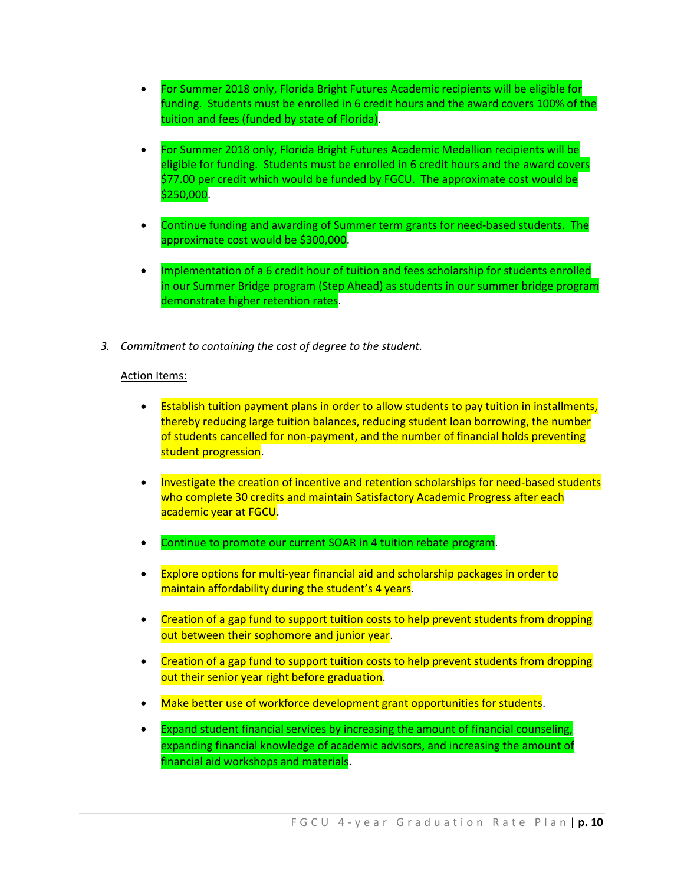- For Summer 2018 only, Florida Bright Futures Academic recipients will be eligible for funding. Students must be enrolled in 6 credit hours and the award covers 100% of the tuition and fees (funded by state of Florida).

- For Summer 2018 only, Florida Bright Futures Academic Medallion recipients will be eligible for funding. Students must be enrolled in 6 credit hours and the award covers $77.00 per credit which would be funded by FGCU. The approximate cost would be $250,000.

- Continue funding and awarding of Summer term grants for need-based students. The approximate cost would be $300,000.

- Implementation of a 6 credit hour of tuition and fees scholarship for students enrolled in our Summer Bridge program (Step Ahead) as students in our summer bridge program demonstrate higher retention rates.

3. *Commitment to containing the cost of degree to the student.*

   Action Items:

   - Establish tuition payment plans in order to allow students to pay tuition in installments, thereby reducing large tuition balances, reducing student loan borrowing, the number of students cancelled for non-payment, and the number of financial holds preventing student progression.

   - Investigate the creation of incentive and retention scholarships for need-based students who complete 30 credits and maintain Satisfactory Academic Progress after each academic year at FGCU.

   - Continue to promote our current SOAR in 4 tuition rebate program.

   - Explore options for multi-year financial aid and scholarship packages in order to maintain affordability during the student's 4 years.

   - Creation of a gap fund to support tuition costs to help prevent students from dropping out between their sophomore and junior year.

   - Creation of a gap fund to support tuition costs to help prevent students from dropping out their senior year right before graduation.

   - Make better use of workforce development grant opportunities for students.

   - Expand student financial services by increasing the amount of financial counseling, expanding financial knowledge of academic advisors, and increasing the amount of financial aid workshops and materials.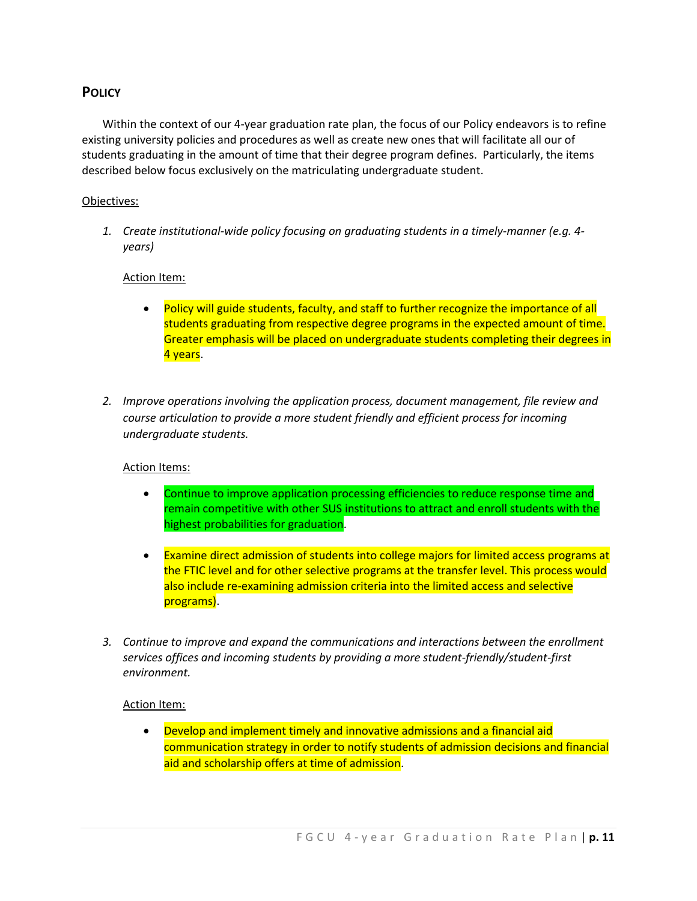## POLICY

Within the context of our 4-year graduation rate plan, the focus of our Policy endeavors is to refine existing university policies and procedures as well as create new ones that will facilitate all our of students graduating in the amount of time that their degree program defines. Particularly, the items described below focus exclusively on the matriculating undergraduate student.

Objectives:

1. *Create institutional-wide policy focusing on graduating students in a timely-manner (e.g. 4-years)*

   Action Item:

   - Policy will guide students, faculty, and staff to further recognize the importance of all students graduating from respective degree programs in the expected amount of time. Greater emphasis will be placed on undergraduate students completing their degrees in 4 years.

2. *Improve operations involving the application process, document management, file review and course articulation to provide a more student friendly and efficient process for incoming undergraduate students.*

   Action Items:

   - Continue to improve application processing efficiencies to reduce response time and remain competitive with other SUS institutions to attract and enroll students with the highest probabilities for graduation.

   - Examine direct admission of students into college majors for limited access programs at the FTIC level and for other selective programs at the transfer level. This process would also include re-examining admission criteria into the limited access and selective programs).

3. *Continue to improve and expand the communications and interactions between the enrollment services offices and incoming students by providing a more student-friendly/student-first environment.*

   Action Item:

   - Develop and implement timely and innovative admissions and a financial aid communication strategy in order to notify students of admission decisions and financial aid and scholarship offers at time of admission.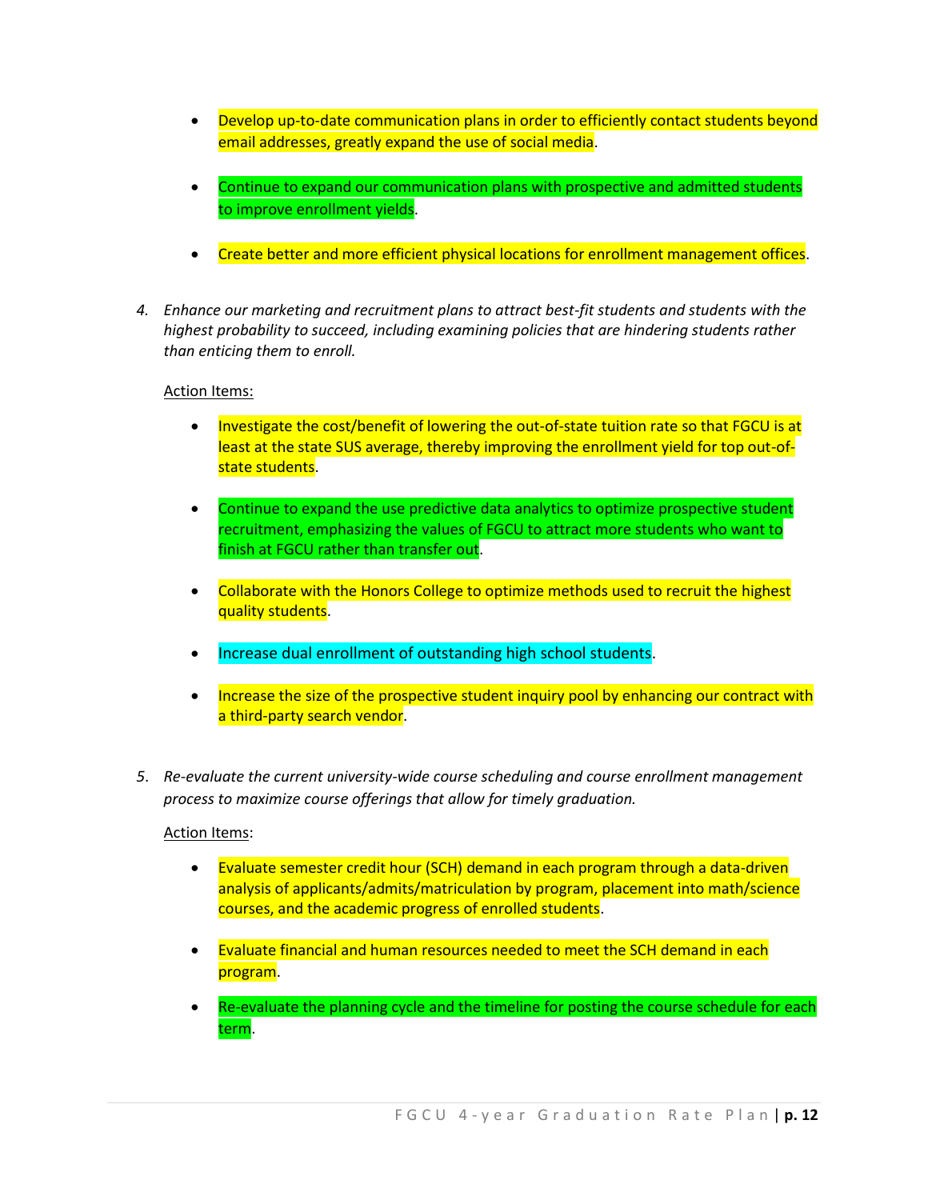- Develop up-to-date communication plans in order to efficiently contact students beyond email addresses, greatly expand the use of social media.

- Continue to expand our communication plans with prospective and admitted students to improve enrollment yields.

- Create better and more efficient physical locations for enrollment management offices.

4. *Enhance our marketing and recruitment plans to attract best-fit students and students with the highest probability to succeed, including examining policies that are hindering students rather than enticing them to enroll.*

   Action Items:

   - Investigate the cost/benefit of lowering the out-of-state tuition rate so that FGCU is at least at the state SUS average, thereby improving the enrollment yield for top out-of-state students.

   - Continue to expand the use predictive data analytics to optimize prospective student recruitment, emphasizing the values of FGCU to attract more students who want to finish at FGCU rather than transfer out.

   - Collaborate with the Honors College to optimize methods used to recruit the highest quality students.

   - Increase dual enrollment of outstanding high school students.

   - Increase the size of the prospective student inquiry pool by enhancing our contract with a third-party search vendor.

5. *Re-evaluate the current university-wide course scheduling and course enrollment management process to maximize course offerings that allow for timely graduation.*

   Action Items:

   - Evaluate semester credit hour (SCH) demand in each program through a data-driven analysis of applicants/admits/matriculation by program, placement into math/science courses, and the academic progress of enrolled students.

   - Evaluate financial and human resources needed to meet the SCH demand in each program.

   - Re-evaluate the planning cycle and the timeline for posting the course schedule for each term.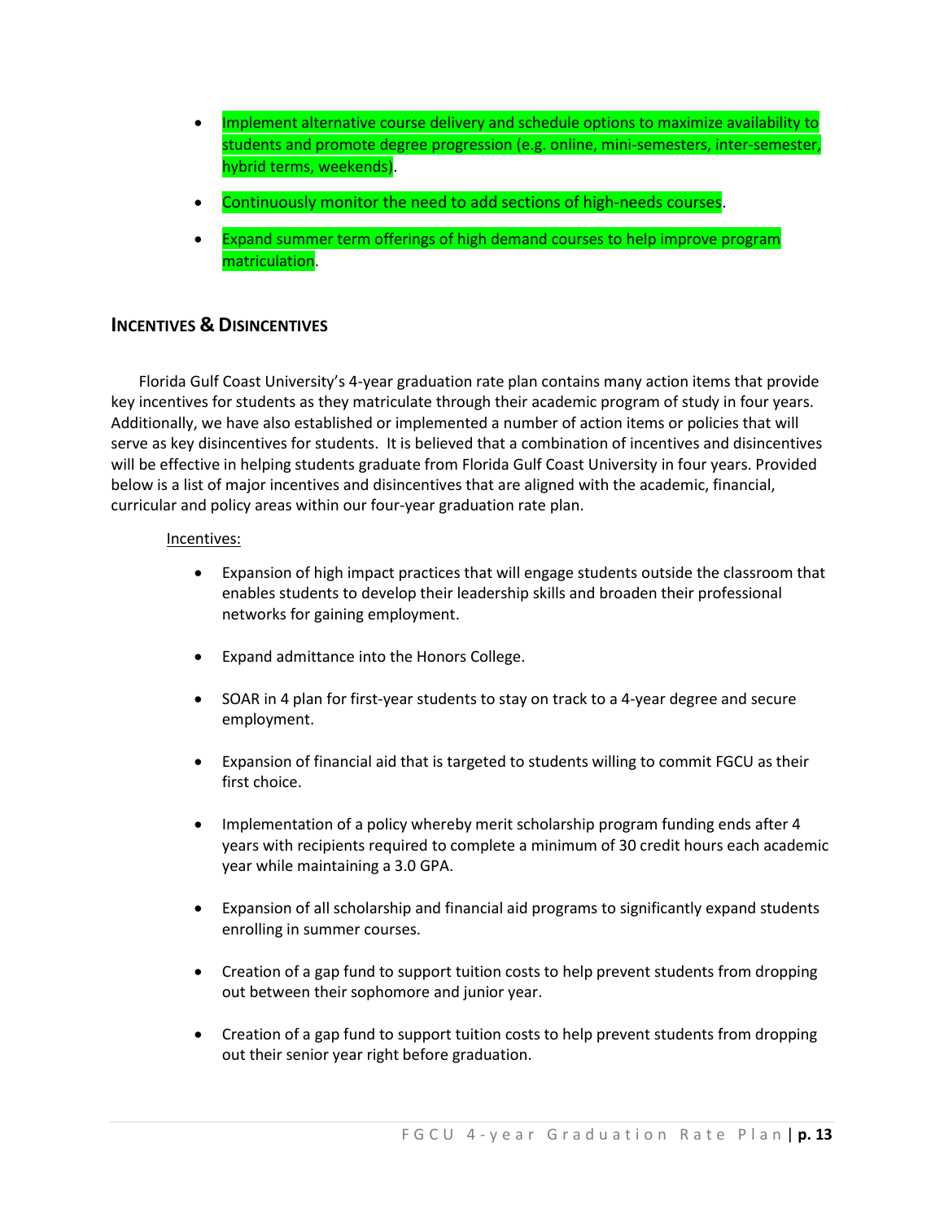- Implement alternative course delivery and schedule options to maximize availability to students and promote degree progression (e.g. online, mini-semesters, inter-semester, hybrid terms, weekends).
- Continuously monitor the need to add sections of high-needs courses.
- Expand summer term offerings of high demand courses to help improve program matriculation.

## INCENTIVES & DISINCENTIVES

Florida Gulf Coast University's 4-year graduation rate plan contains many action items that provide key incentives for students as they matriculate through their academic program of study in four years. Additionally, we have also established or implemented a number of action items or policies that will serve as key disincentives for students. It is believed that a combination of incentives and disincentives will be effective in helping students graduate from Florida Gulf Coast University in four years. Provided below is a list of major incentives and disincentives that are aligned with the academic, financial, curricular and policy areas within our four-year graduation rate plan.

Incentives:

- Expansion of high impact practices that will engage students outside the classroom that enables students to develop their leadership skills and broaden their professional networks for gaining employment.
- Expand admittance into the Honors College.
- SOAR in 4 plan for first-year students to stay on track to a 4-year degree and secure employment.
- Expansion of financial aid that is targeted to students willing to commit FGCU as their first choice.
- Implementation of a policy whereby merit scholarship program funding ends after 4 years with recipients required to complete a minimum of 30 credit hours each academic year while maintaining a 3.0 GPA.
- Expansion of all scholarship and financial aid programs to significantly expand students enrolling in summer courses.
- Creation of a gap fund to support tuition costs to help prevent students from dropping out between their sophomore and junior year.
- Creation of a gap fund to support tuition costs to help prevent students from dropping out their senior year right before graduation.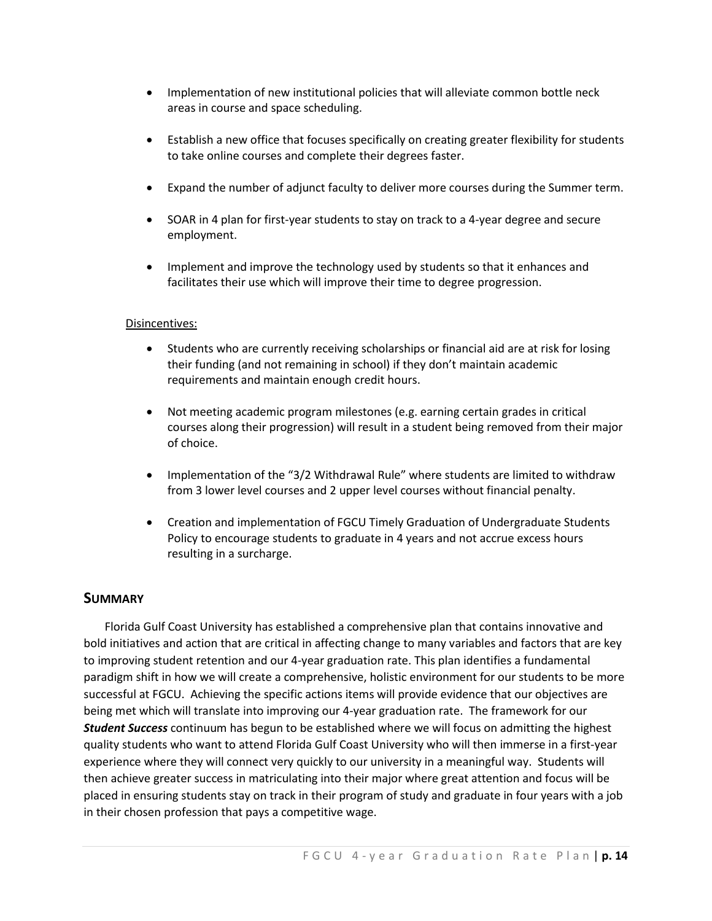- Implementation of new institutional policies that will alleviate common bottle neck areas in course and space scheduling.

- Establish a new office that focuses specifically on creating greater flexibility for students to take online courses and complete their degrees faster.

- Expand the number of adjunct faculty to deliver more courses during the Summer term.

- SOAR in 4 plan for first-year students to stay on track to a 4-year degree and secure employment.

- Implement and improve the technology used by students so that it enhances and facilitates their use which will improve their time to degree progression.

Disincentives:

- Students who are currently receiving scholarships or financial aid are at risk for losing their funding (and not remaining in school) if they don't maintain academic requirements and maintain enough credit hours.

- Not meeting academic program milestones (e.g. earning certain grades in critical courses along their progression) will result in a student being removed from their major of choice.

- Implementation of the "3/2 Withdrawal Rule" where students are limited to withdraw from 3 lower level courses and 2 upper level courses without financial penalty.

- Creation and implementation of FGCU Timely Graduation of Undergraduate Students Policy to encourage students to graduate in 4 years and not accrue excess hours resulting in a surcharge.

## Summary

Florida Gulf Coast University has established a comprehensive plan that contains innovative and bold initiatives and action that are critical in affecting change to many variables and factors that are key to improving student retention and our 4-year graduation rate. This plan identifies a fundamental paradigm shift in how we will create a comprehensive, holistic environment for our students to be more successful at FGCU. Achieving the specific actions items will provide evidence that our objectives are being met which will translate into improving our 4-year graduation rate. The framework for our ***Student Success*** continuum has begun to be established where we will focus on admitting the highest quality students who want to attend Florida Gulf Coast University who will then immerse in a first-year experience where they will connect very quickly to our university in a meaningful way. Students will then achieve greater success in matriculating into their major where great attention and focus will be placed in ensuring students stay on track in their program of study and graduate in four years with a job in their chosen profession that pays a competitive wage.